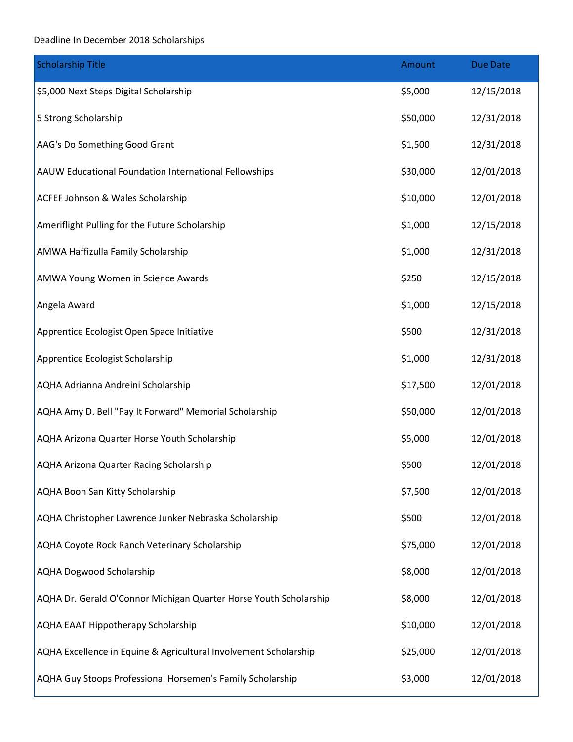Deadline In December 2018 Scholarships

| Scholarship Title | Amount | Due Date |
| --- | --- | --- |
| $5,000 Next Steps Digital Scholarship | $5,000 | 12/15/2018 |
| 5 Strong Scholarship | $50,000 | 12/31/2018 |
| AAG's Do Something Good Grant | $1,500 | 12/31/2018 |
| AAUW Educational Foundation International Fellowships | $30,000 | 12/01/2018 |
| ACFEF Johnson & Wales Scholarship | $10,000 | 12/01/2018 |
| Ameriflight Pulling for the Future Scholarship | $1,000 | 12/15/2018 |
| AMWA Haffizulla Family Scholarship | $1,000 | 12/31/2018 |
| AMWA Young Women in Science Awards | $250 | 12/15/2018 |
| Angela Award | $1,000 | 12/15/2018 |
| Apprentice Ecologist Open Space Initiative | $500 | 12/31/2018 |
| Apprentice Ecologist Scholarship | $1,000 | 12/31/2018 |
| AQHA Adrianna Andreini Scholarship | $17,500 | 12/01/2018 |
| AQHA Amy D. Bell "Pay It Forward" Memorial Scholarship | $50,000 | 12/01/2018 |
| AQHA Arizona Quarter Horse Youth Scholarship | $5,000 | 12/01/2018 |
| AQHA Arizona Quarter Racing Scholarship | $500 | 12/01/2018 |
| AQHA Boon San Kitty Scholarship | $7,500 | 12/01/2018 |
| AQHA Christopher Lawrence Junker Nebraska Scholarship | $500 | 12/01/2018 |
| AQHA Coyote Rock Ranch Veterinary Scholarship | $75,000 | 12/01/2018 |
| AQHA Dogwood Scholarship | $8,000 | 12/01/2018 |
| AQHA Dr. Gerald O'Connor Michigan Quarter Horse Youth Scholarship | $8,000 | 12/01/2018 |
| AQHA EAAT Hippotherapy Scholarship | $10,000 | 12/01/2018 |
| AQHA Excellence in Equine & Agricultural Involvement Scholarship | $25,000 | 12/01/2018 |
| AQHA Guy Stoops Professional Horsemen's Family Scholarship | $3,000 | 12/01/2018 |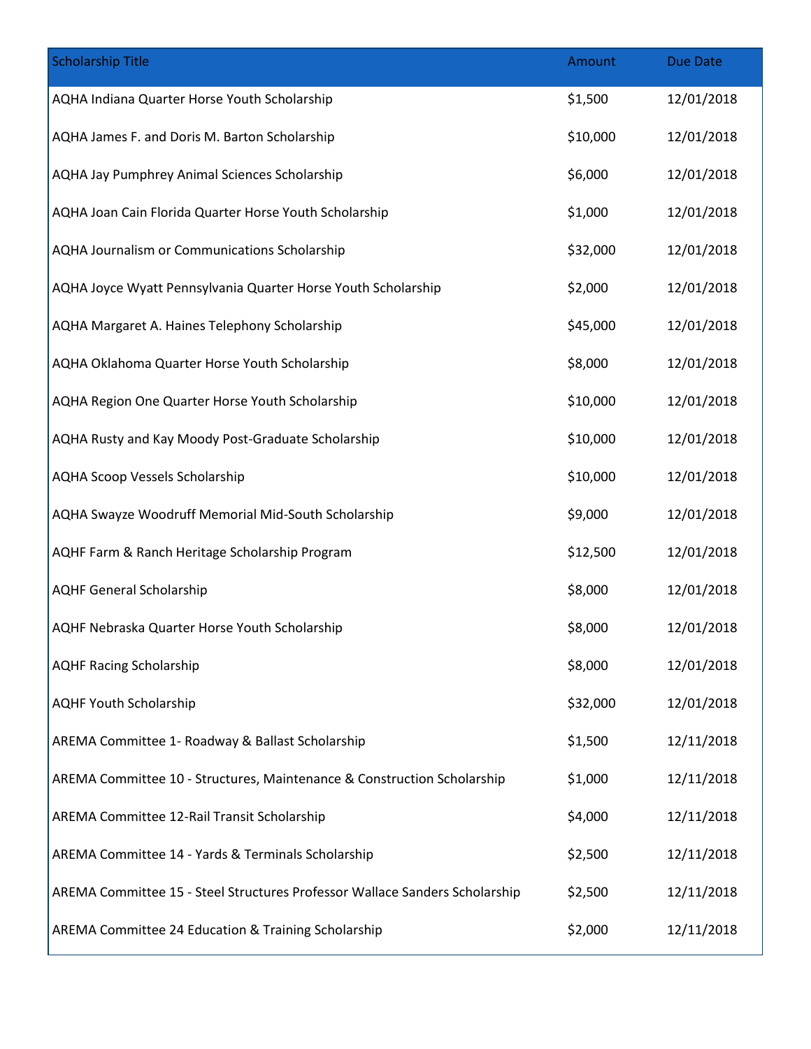| Scholarship Title | Amount | Due Date |
|---|---|---|
| AQHA Indiana Quarter Horse Youth Scholarship | $1,500 | 12/01/2018 |
| AQHA James F. and Doris M. Barton Scholarship | $10,000 | 12/01/2018 |
| AQHA Jay Pumphrey Animal Sciences Scholarship | $6,000 | 12/01/2018 |
| AQHA Joan Cain Florida Quarter Horse Youth Scholarship | $1,000 | 12/01/2018 |
| AQHA Journalism or Communications Scholarship | $32,000 | 12/01/2018 |
| AQHA Joyce Wyatt Pennsylvania Quarter Horse Youth Scholarship | $2,000 | 12/01/2018 |
| AQHA Margaret A. Haines Telephony Scholarship | $45,000 | 12/01/2018 |
| AQHA Oklahoma Quarter Horse Youth Scholarship | $8,000 | 12/01/2018 |
| AQHA Region One Quarter Horse Youth Scholarship | $10,000 | 12/01/2018 |
| AQHA Rusty and Kay Moody Post-Graduate Scholarship | $10,000 | 12/01/2018 |
| AQHA Scoop Vessels Scholarship | $10,000 | 12/01/2018 |
| AQHA Swayze Woodruff Memorial Mid-South Scholarship | $9,000 | 12/01/2018 |
| AQHF Farm & Ranch Heritage Scholarship Program | $12,500 | 12/01/2018 |
| AQHF General Scholarship | $8,000 | 12/01/2018 |
| AQHF Nebraska Quarter Horse Youth Scholarship | $8,000 | 12/01/2018 |
| AQHF Racing Scholarship | $8,000 | 12/01/2018 |
| AQHF Youth Scholarship | $32,000 | 12/01/2018 |
| AREMA Committee 1- Roadway & Ballast Scholarship | $1,500 | 12/11/2018 |
| AREMA Committee 10 - Structures, Maintenance & Construction Scholarship | $1,000 | 12/11/2018 |
| AREMA Committee 12-Rail Transit Scholarship | $4,000 | 12/11/2018 |
| AREMA Committee 14 - Yards & Terminals Scholarship | $2,500 | 12/11/2018 |
| AREMA Committee 15 - Steel Structures Professor Wallace Sanders Scholarship | $2,500 | 12/11/2018 |
| AREMA Committee 24 Education & Training Scholarship | $2,000 | 12/11/2018 |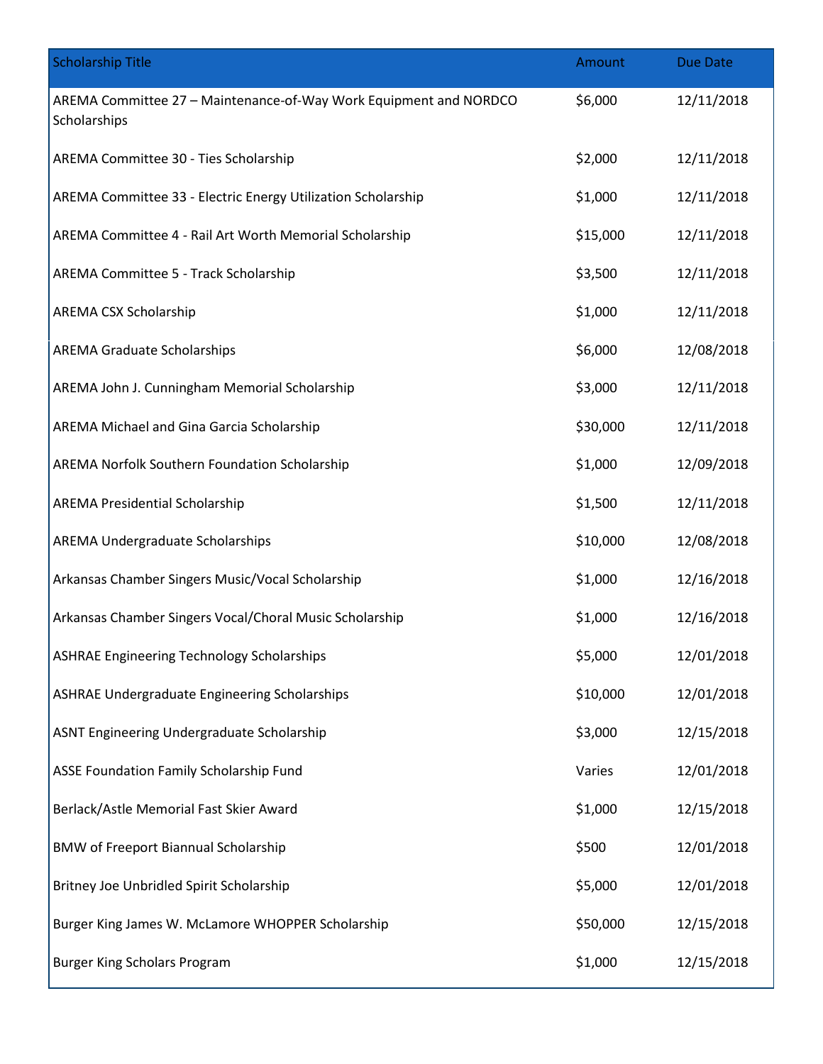| Scholarship Title | Amount | Due Date |
|---|---|---|
| AREMA Committee 27 – Maintenance-of-Way Work Equipment and NORDCO Scholarships | $6,000 | 12/11/2018 |
| AREMA Committee 30 - Ties Scholarship | $2,000 | 12/11/2018 |
| AREMA Committee 33 - Electric Energy Utilization Scholarship | $1,000 | 12/11/2018 |
| AREMA Committee 4 - Rail Art Worth Memorial Scholarship | $15,000 | 12/11/2018 |
| AREMA Committee 5 - Track Scholarship | $3,500 | 12/11/2018 |
| AREMA CSX Scholarship | $1,000 | 12/11/2018 |
| AREMA Graduate Scholarships | $6,000 | 12/08/2018 |
| AREMA John J. Cunningham Memorial Scholarship | $3,000 | 12/11/2018 |
| AREMA Michael and Gina Garcia Scholarship | $30,000 | 12/11/2018 |
| AREMA Norfolk Southern Foundation Scholarship | $1,000 | 12/09/2018 |
| AREMA Presidential Scholarship | $1,500 | 12/11/2018 |
| AREMA Undergraduate Scholarships | $10,000 | 12/08/2018 |
| Arkansas Chamber Singers Music/Vocal Scholarship | $1,000 | 12/16/2018 |
| Arkansas Chamber Singers Vocal/Choral Music Scholarship | $1,000 | 12/16/2018 |
| ASHRAE Engineering Technology Scholarships | $5,000 | 12/01/2018 |
| ASHRAE Undergraduate Engineering Scholarships | $10,000 | 12/01/2018 |
| ASNT Engineering Undergraduate Scholarship | $3,000 | 12/15/2018 |
| ASSE Foundation Family Scholarship Fund | Varies | 12/01/2018 |
| Berlack/Astle Memorial Fast Skier Award | $1,000 | 12/15/2018 |
| BMW of Freeport Biannual Scholarship | $500 | 12/01/2018 |
| Britney Joe Unbridled Spirit Scholarship | $5,000 | 12/01/2018 |
| Burger King James W. McLamore WHOPPER Scholarship | $50,000 | 12/15/2018 |
| Burger King Scholars Program | $1,000 | 12/15/2018 |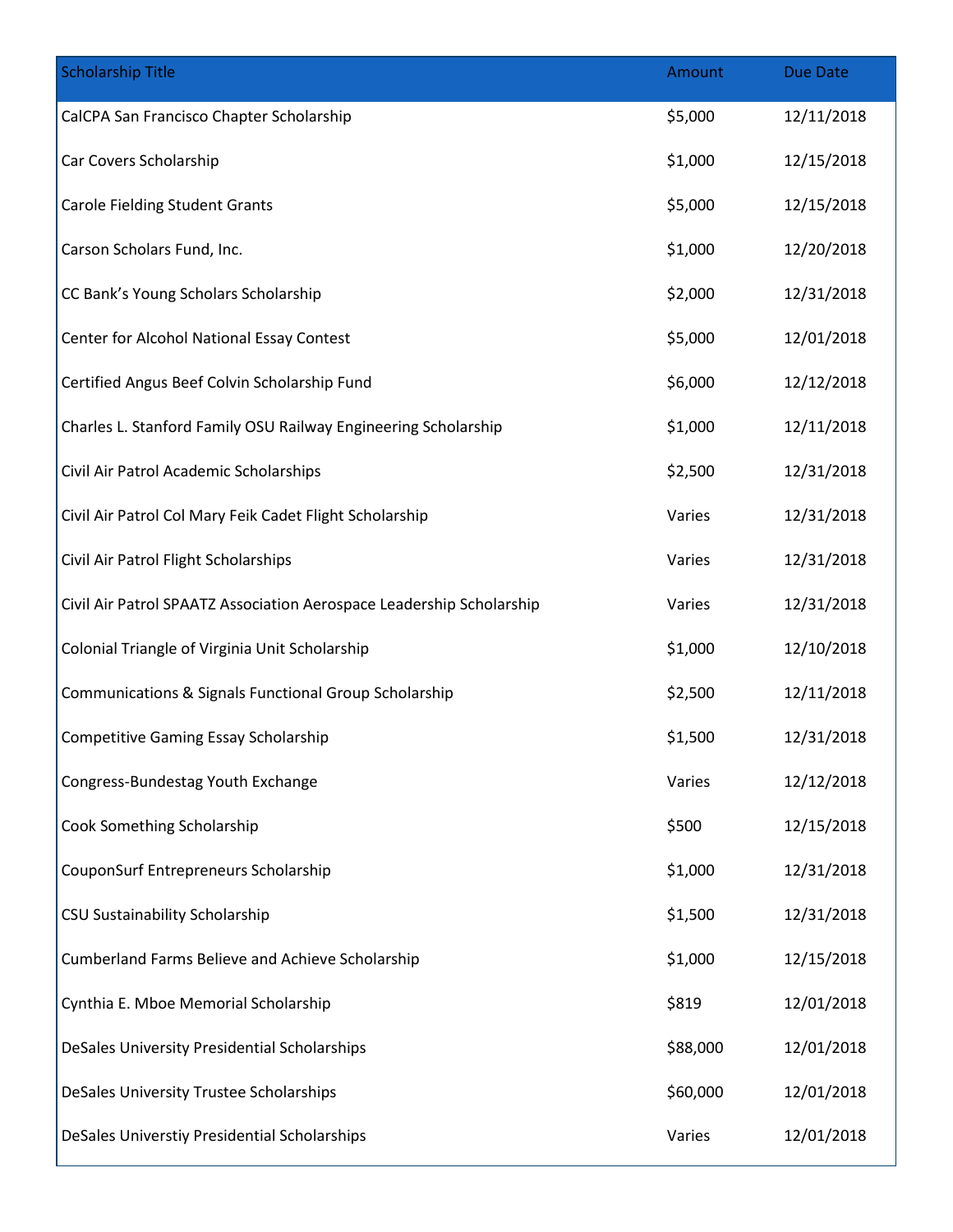| Scholarship Title | Amount | Due Date |
| --- | --- | --- |
| CalCPA San Francisco Chapter Scholarship | $5,000 | 12/11/2018 |
| Car Covers Scholarship | $1,000 | 12/15/2018 |
| Carole Fielding Student Grants | $5,000 | 12/15/2018 |
| Carson Scholars Fund, Inc. | $1,000 | 12/20/2018 |
| CC Bank's Young Scholars Scholarship | $2,000 | 12/31/2018 |
| Center for Alcohol National Essay Contest | $5,000 | 12/01/2018 |
| Certified Angus Beef Colvin Scholarship Fund | $6,000 | 12/12/2018 |
| Charles L. Stanford Family OSU Railway Engineering Scholarship | $1,000 | 12/11/2018 |
| Civil Air Patrol Academic Scholarships | $2,500 | 12/31/2018 |
| Civil Air Patrol Col Mary Feik Cadet Flight Scholarship | Varies | 12/31/2018 |
| Civil Air Patrol Flight Scholarships | Varies | 12/31/2018 |
| Civil Air Patrol SPAATZ Association Aerospace Leadership Scholarship | Varies | 12/31/2018 |
| Colonial Triangle of Virginia Unit Scholarship | $1,000 | 12/10/2018 |
| Communications & Signals Functional Group Scholarship | $2,500 | 12/11/2018 |
| Competitive Gaming Essay Scholarship | $1,500 | 12/31/2018 |
| Congress-Bundestag Youth Exchange | Varies | 12/12/2018 |
| Cook Something Scholarship | $500 | 12/15/2018 |
| CouponSurf Entrepreneurs Scholarship | $1,000 | 12/31/2018 |
| CSU Sustainability Scholarship | $1,500 | 12/31/2018 |
| Cumberland Farms Believe and Achieve Scholarship | $1,000 | 12/15/2018 |
| Cynthia E. Mboe Memorial Scholarship | $819 | 12/01/2018 |
| DeSales University Presidential Scholarships | $88,000 | 12/01/2018 |
| DeSales University Trustee Scholarships | $60,000 | 12/01/2018 |
| DeSales Universtiy Presidential Scholarships | Varies | 12/01/2018 |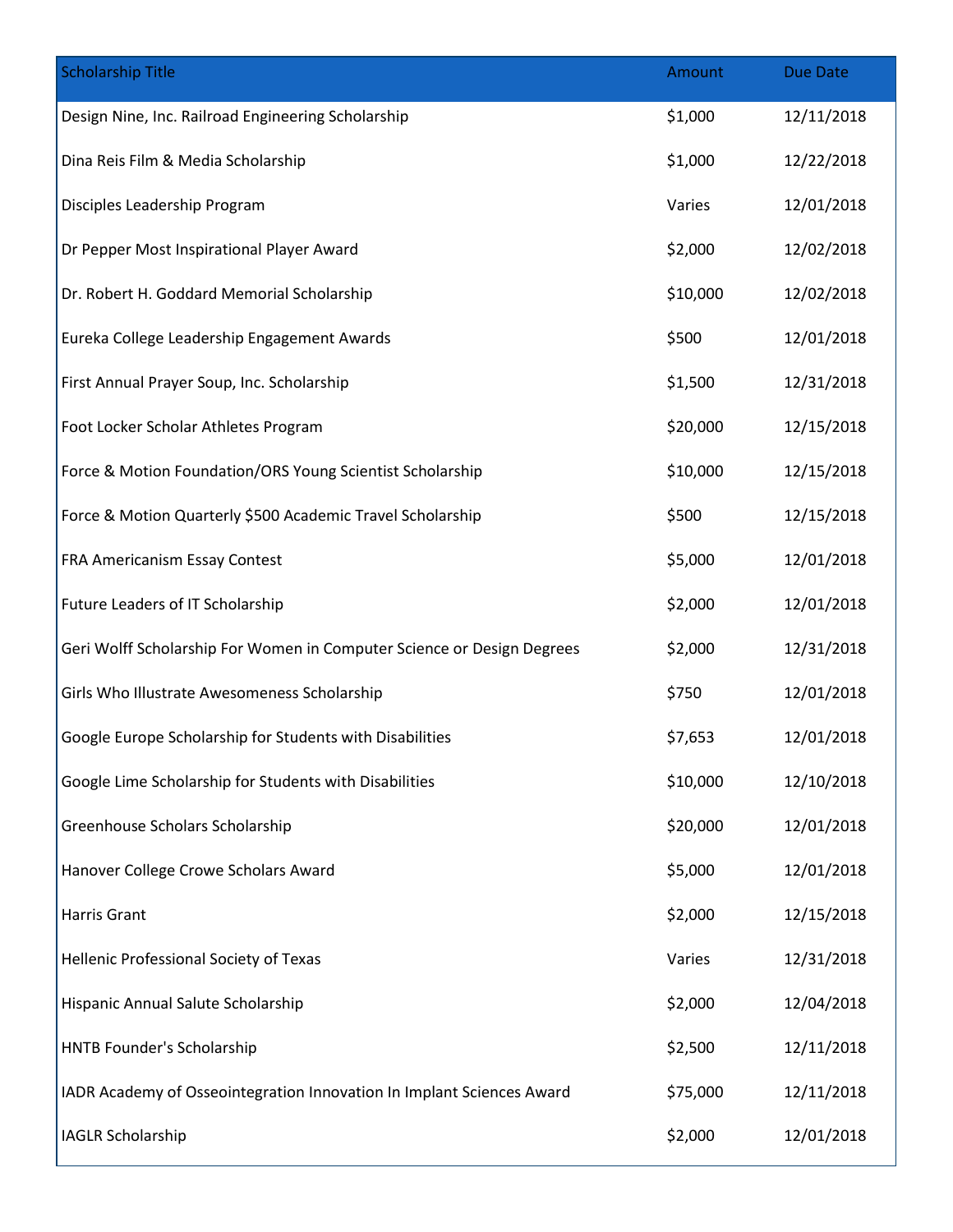| Scholarship Title | Amount | Due Date |
| --- | --- | --- |
| Design Nine, Inc. Railroad Engineering Scholarship | $1,000 | 12/11/2018 |
| Dina Reis Film & Media Scholarship | $1,000 | 12/22/2018 |
| Disciples Leadership Program | Varies | 12/01/2018 |
| Dr Pepper Most Inspirational Player Award | $2,000 | 12/02/2018 |
| Dr. Robert H. Goddard Memorial Scholarship | $10,000 | 12/02/2018 |
| Eureka College Leadership Engagement Awards | $500 | 12/01/2018 |
| First Annual Prayer Soup, Inc. Scholarship | $1,500 | 12/31/2018 |
| Foot Locker Scholar Athletes Program | $20,000 | 12/15/2018 |
| Force & Motion Foundation/ORS Young Scientist Scholarship | $10,000 | 12/15/2018 |
| Force & Motion Quarterly $500 Academic Travel Scholarship | $500 | 12/15/2018 |
| FRA Americanism Essay Contest | $5,000 | 12/01/2018 |
| Future Leaders of IT Scholarship | $2,000 | 12/01/2018 |
| Geri Wolff Scholarship For Women in Computer Science or Design Degrees | $2,000 | 12/31/2018 |
| Girls Who Illustrate Awesomeness Scholarship | $750 | 12/01/2018 |
| Google Europe Scholarship for Students with Disabilities | $7,653 | 12/01/2018 |
| Google Lime Scholarship for Students with Disabilities | $10,000 | 12/10/2018 |
| Greenhouse Scholars Scholarship | $20,000 | 12/01/2018 |
| Hanover College Crowe Scholars Award | $5,000 | 12/01/2018 |
| Harris Grant | $2,000 | 12/15/2018 |
| Hellenic Professional Society of Texas | Varies | 12/31/2018 |
| Hispanic Annual Salute Scholarship | $2,000 | 12/04/2018 |
| HNTB Founder's Scholarship | $2,500 | 12/11/2018 |
| IADR Academy of Osseointegration Innovation In Implant Sciences Award | $75,000 | 12/11/2018 |
| IAGLR Scholarship | $2,000 | 12/01/2018 |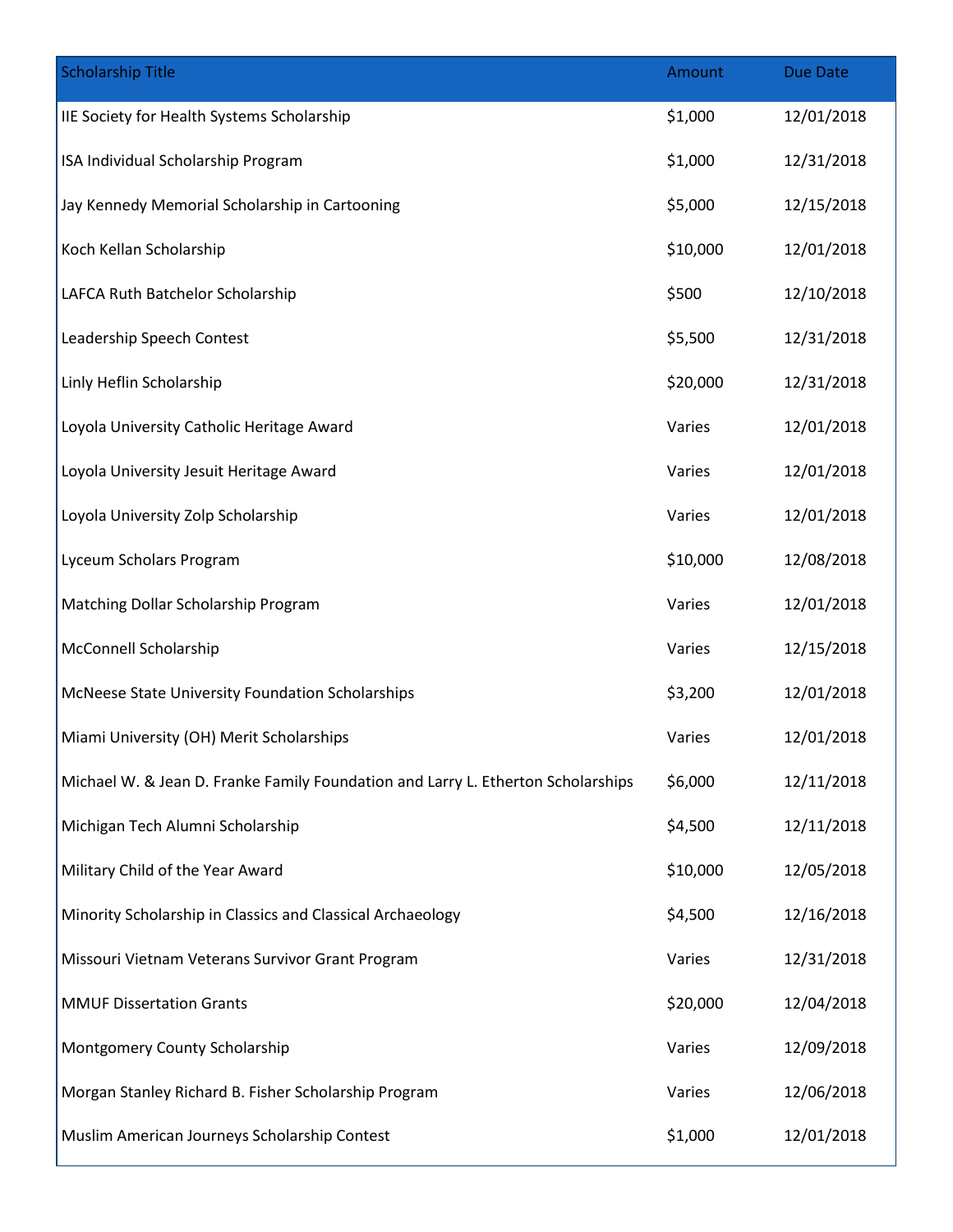| Scholarship Title | Amount | Due Date |
|---|---|---|
| IIE Society for Health Systems Scholarship | $1,000 | 12/01/2018 |
| ISA Individual Scholarship Program | $1,000 | 12/31/2018 |
| Jay Kennedy Memorial Scholarship in Cartooning | $5,000 | 12/15/2018 |
| Koch Kellan Scholarship | $10,000 | 12/01/2018 |
| LAFCA Ruth Batchelor Scholarship | $500 | 12/10/2018 |
| Leadership Speech Contest | $5,500 | 12/31/2018 |
| Linly Heflin Scholarship | $20,000 | 12/31/2018 |
| Loyola University Catholic Heritage Award | Varies | 12/01/2018 |
| Loyola University Jesuit Heritage Award | Varies | 12/01/2018 |
| Loyola University Zolp Scholarship | Varies | 12/01/2018 |
| Lyceum Scholars Program | $10,000 | 12/08/2018 |
| Matching Dollar Scholarship Program | Varies | 12/01/2018 |
| McConnell Scholarship | Varies | 12/15/2018 |
| McNeese State University Foundation Scholarships | $3,200 | 12/01/2018 |
| Miami University (OH) Merit Scholarships | Varies | 12/01/2018 |
| Michael W. & Jean D. Franke Family Foundation and Larry L. Etherton Scholarships | $6,000 | 12/11/2018 |
| Michigan Tech Alumni Scholarship | $4,500 | 12/11/2018 |
| Military Child of the Year Award | $10,000 | 12/05/2018 |
| Minority Scholarship in Classics and Classical Archaeology | $4,500 | 12/16/2018 |
| Missouri Vietnam Veterans Survivor Grant Program | Varies | 12/31/2018 |
| MMUF Dissertation Grants | $20,000 | 12/04/2018 |
| Montgomery County Scholarship | Varies | 12/09/2018 |
| Morgan Stanley Richard B. Fisher Scholarship Program | Varies | 12/06/2018 |
| Muslim American Journeys Scholarship Contest | $1,000 | 12/01/2018 |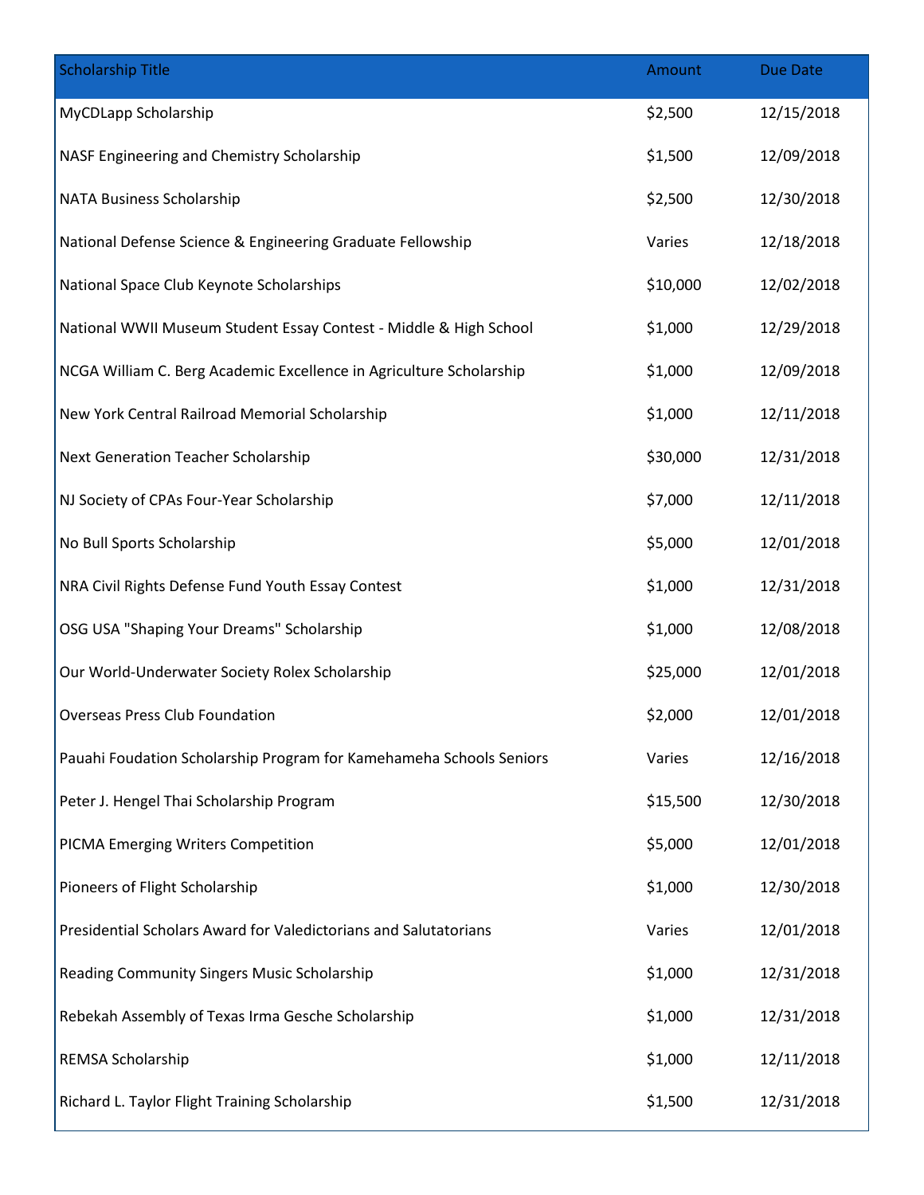| Scholarship Title | Amount | Due Date |
|---|---|---|
| MyCDLapp Scholarship | $2,500 | 12/15/2018 |
| NASF Engineering and Chemistry Scholarship | $1,500 | 12/09/2018 |
| NATA Business Scholarship | $2,500 | 12/30/2018 |
| National Defense Science & Engineering Graduate Fellowship | Varies | 12/18/2018 |
| National Space Club Keynote Scholarships | $10,000 | 12/02/2018 |
| National WWII Museum Student Essay Contest - Middle & High School | $1,000 | 12/29/2018 |
| NCGA William C. Berg Academic Excellence in Agriculture Scholarship | $1,000 | 12/09/2018 |
| New York Central Railroad Memorial Scholarship | $1,000 | 12/11/2018 |
| Next Generation Teacher Scholarship | $30,000 | 12/31/2018 |
| NJ Society of CPAs Four-Year Scholarship | $7,000 | 12/11/2018 |
| No Bull Sports Scholarship | $5,000 | 12/01/2018 |
| NRA Civil Rights Defense Fund Youth Essay Contest | $1,000 | 12/31/2018 |
| OSG USA "Shaping Your Dreams" Scholarship | $1,000 | 12/08/2018 |
| Our World-Underwater Society Rolex Scholarship | $25,000 | 12/01/2018 |
| Overseas Press Club Foundation | $2,000 | 12/01/2018 |
| Pauahi Foudation Scholarship Program for Kamehameha Schools Seniors | Varies | 12/16/2018 |
| Peter J. Hengel Thai Scholarship Program | $15,500 | 12/30/2018 |
| PICMA Emerging Writers Competition | $5,000 | 12/01/2018 |
| Pioneers of Flight Scholarship | $1,000 | 12/30/2018 |
| Presidential Scholars Award for Valedictorians and Salutatorians | Varies | 12/01/2018 |
| Reading Community Singers Music Scholarship | $1,000 | 12/31/2018 |
| Rebekah Assembly of Texas Irma Gesche Scholarship | $1,000 | 12/31/2018 |
| REMSA Scholarship | $1,000 | 12/11/2018 |
| Richard L. Taylor Flight Training Scholarship | $1,500 | 12/31/2018 |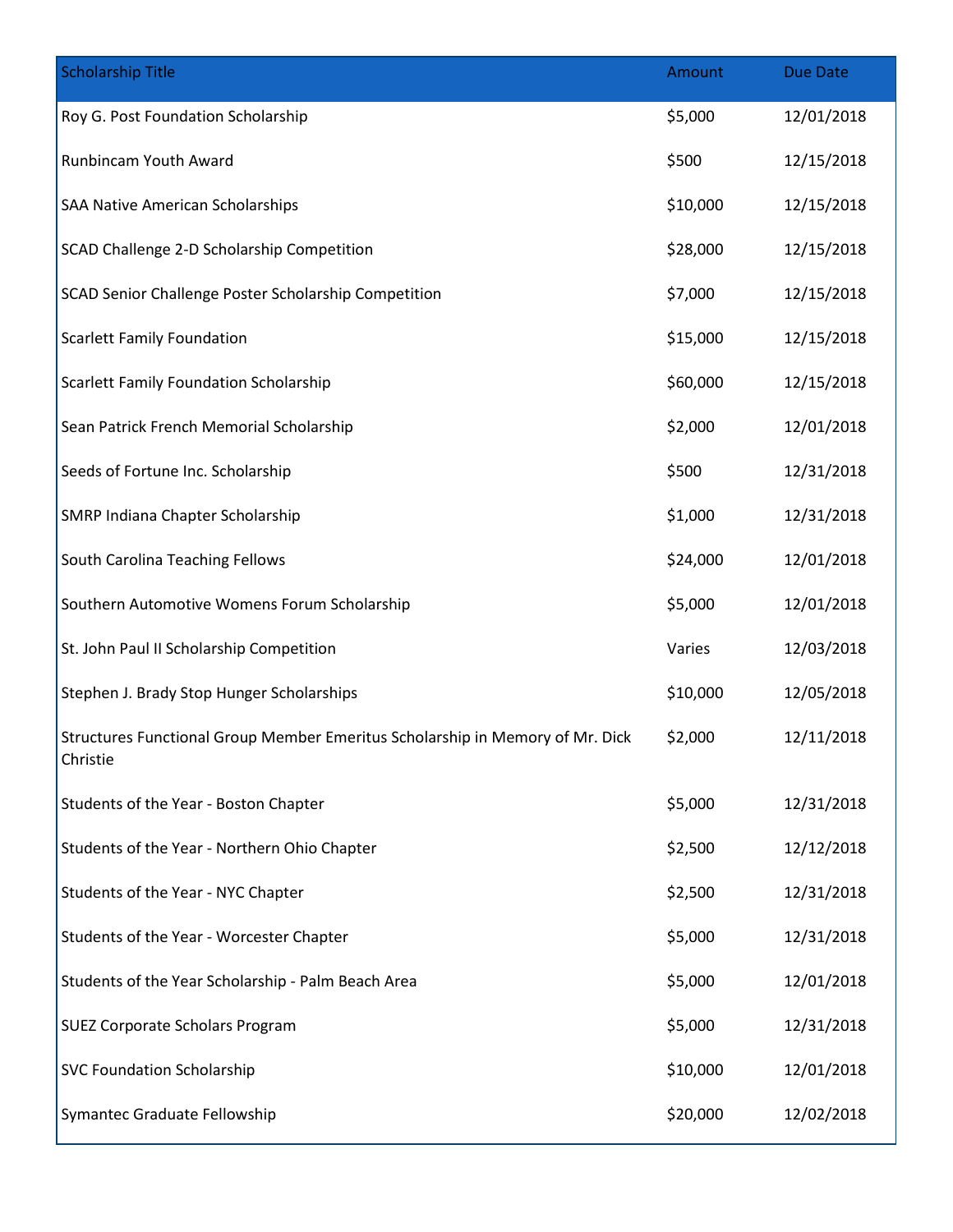| Scholarship Title | Amount | Due Date |
| --- | --- | --- |
| Roy G. Post Foundation Scholarship | $5,000 | 12/01/2018 |
| Runbincam Youth Award | $500 | 12/15/2018 |
| SAA Native American Scholarships | $10,000 | 12/15/2018 |
| SCAD Challenge 2-D Scholarship Competition | $28,000 | 12/15/2018 |
| SCAD Senior Challenge Poster Scholarship Competition | $7,000 | 12/15/2018 |
| Scarlett Family Foundation | $15,000 | 12/15/2018 |
| Scarlett Family Foundation Scholarship | $60,000 | 12/15/2018 |
| Sean Patrick French Memorial Scholarship | $2,000 | 12/01/2018 |
| Seeds of Fortune Inc. Scholarship | $500 | 12/31/2018 |
| SMRP Indiana Chapter Scholarship | $1,000 | 12/31/2018 |
| South Carolina Teaching Fellows | $24,000 | 12/01/2018 |
| Southern Automotive Womens Forum Scholarship | $5,000 | 12/01/2018 |
| St. John Paul II Scholarship Competition | Varies | 12/03/2018 |
| Stephen J. Brady Stop Hunger Scholarships | $10,000 | 12/05/2018 |
| Structures Functional Group Member Emeritus Scholarship in Memory of Mr. Dick Christie | $2,000 | 12/11/2018 |
| Students of the Year - Boston Chapter | $5,000 | 12/31/2018 |
| Students of the Year - Northern Ohio Chapter | $2,500 | 12/12/2018 |
| Students of the Year - NYC Chapter | $2,500 | 12/31/2018 |
| Students of the Year - Worcester Chapter | $5,000 | 12/31/2018 |
| Students of the Year Scholarship - Palm Beach Area | $5,000 | 12/01/2018 |
| SUEZ Corporate Scholars Program | $5,000 | 12/31/2018 |
| SVC Foundation Scholarship | $10,000 | 12/01/2018 |
| Symantec Graduate Fellowship | $20,000 | 12/02/2018 |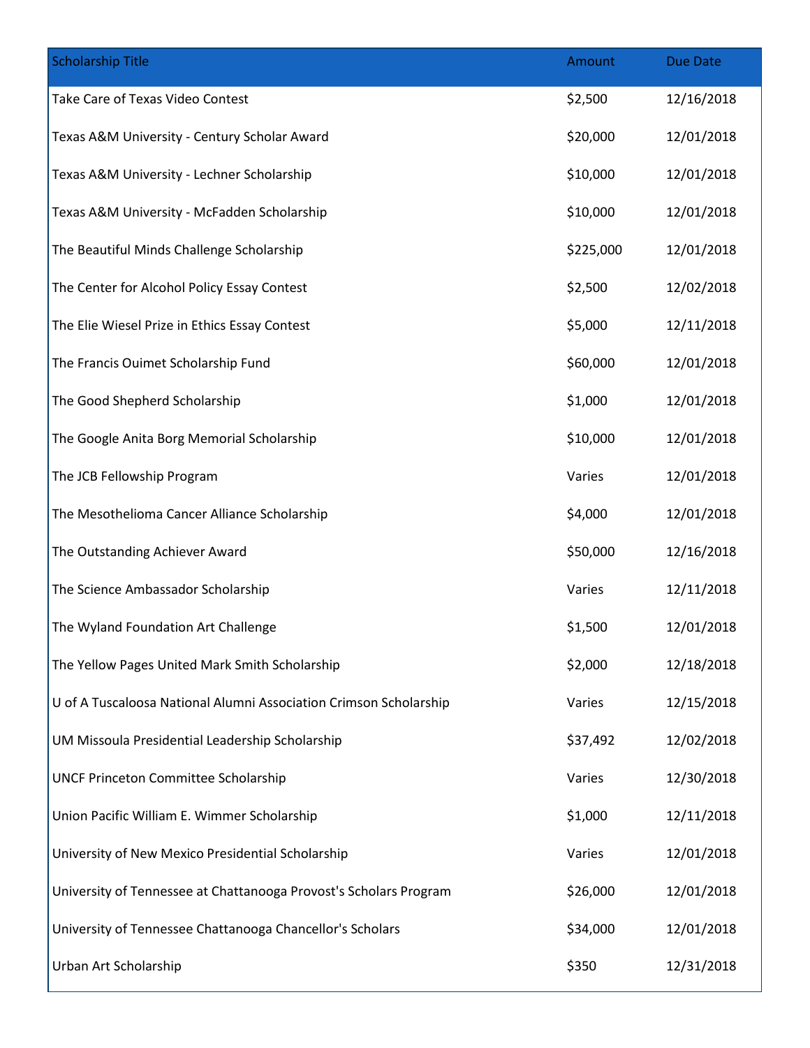| Scholarship Title | Amount | Due Date |
|---|---|---|
| Take Care of Texas Video Contest | $2,500 | 12/16/2018 |
| Texas A&M University - Century Scholar Award | $20,000 | 12/01/2018 |
| Texas A&M University - Lechner Scholarship | $10,000 | 12/01/2018 |
| Texas A&M University - McFadden Scholarship | $10,000 | 12/01/2018 |
| The Beautiful Minds Challenge Scholarship | $225,000 | 12/01/2018 |
| The Center for Alcohol Policy Essay Contest | $2,500 | 12/02/2018 |
| The Elie Wiesel Prize in Ethics Essay Contest | $5,000 | 12/11/2018 |
| The Francis Ouimet Scholarship Fund | $60,000 | 12/01/2018 |
| The Good Shepherd Scholarship | $1,000 | 12/01/2018 |
| The Google Anita Borg Memorial Scholarship | $10,000 | 12/01/2018 |
| The JCB Fellowship Program | Varies | 12/01/2018 |
| The Mesothelioma Cancer Alliance Scholarship | $4,000 | 12/01/2018 |
| The Outstanding Achiever Award | $50,000 | 12/16/2018 |
| The Science Ambassador Scholarship | Varies | 12/11/2018 |
| The Wyland Foundation Art Challenge | $1,500 | 12/01/2018 |
| The Yellow Pages United Mark Smith Scholarship | $2,000 | 12/18/2018 |
| U of A Tuscaloosa National Alumni Association Crimson Scholarship | Varies | 12/15/2018 |
| UM Missoula Presidential Leadership Scholarship | $37,492 | 12/02/2018 |
| UNCF Princeton Committee Scholarship | Varies | 12/30/2018 |
| Union Pacific William E. Wimmer Scholarship | $1,000 | 12/11/2018 |
| University of New Mexico Presidential Scholarship | Varies | 12/01/2018 |
| University of Tennessee at Chattanooga Provost's Scholars Program | $26,000 | 12/01/2018 |
| University of Tennessee Chattanooga Chancellor's Scholars | $34,000 | 12/01/2018 |
| Urban Art Scholarship | $350 | 12/31/2018 |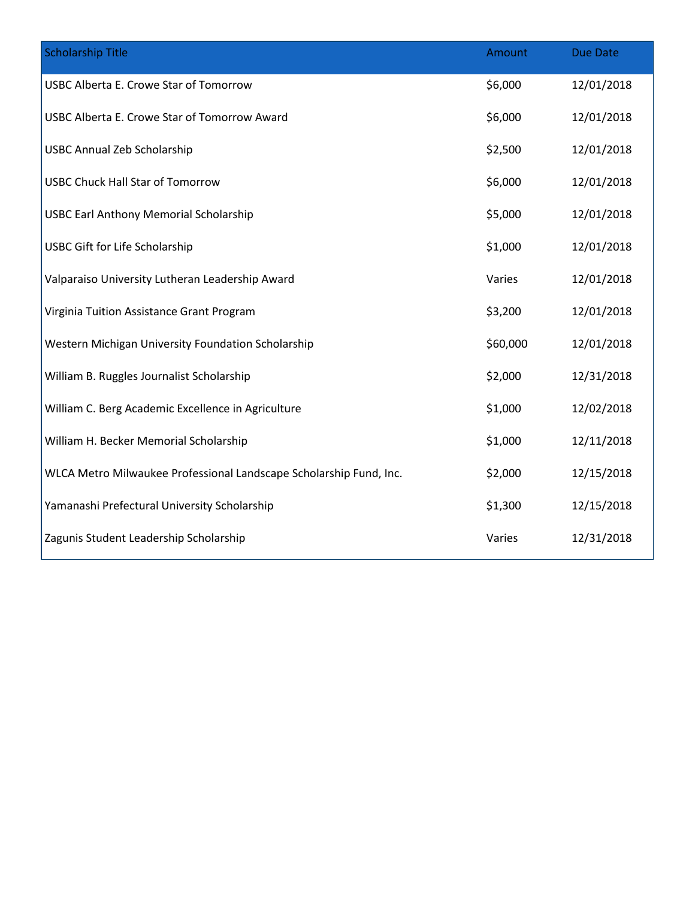| Scholarship Title | Amount | Due Date |
|---|---|---|
| USBC Alberta E. Crowe Star of Tomorrow | $6,000 | 12/01/2018 |
| USBC Alberta E. Crowe Star of Tomorrow Award | $6,000 | 12/01/2018 |
| USBC Annual Zeb Scholarship | $2,500 | 12/01/2018 |
| USBC Chuck Hall Star of Tomorrow | $6,000 | 12/01/2018 |
| USBC Earl Anthony Memorial Scholarship | $5,000 | 12/01/2018 |
| USBC Gift for Life Scholarship | $1,000 | 12/01/2018 |
| Valparaiso University Lutheran Leadership Award | Varies | 12/01/2018 |
| Virginia Tuition Assistance Grant Program | $3,200 | 12/01/2018 |
| Western Michigan University Foundation Scholarship | $60,000 | 12/01/2018 |
| William B. Ruggles Journalist Scholarship | $2,000 | 12/31/2018 |
| William C. Berg Academic Excellence in Agriculture | $1,000 | 12/02/2018 |
| William H. Becker Memorial Scholarship | $1,000 | 12/11/2018 |
| WLCA Metro Milwaukee Professional Landscape Scholarship Fund, Inc. | $2,000 | 12/15/2018 |
| Yamanashi Prefectural University Scholarship | $1,300 | 12/15/2018 |
| Zagunis Student Leadership Scholarship | Varies | 12/31/2018 |